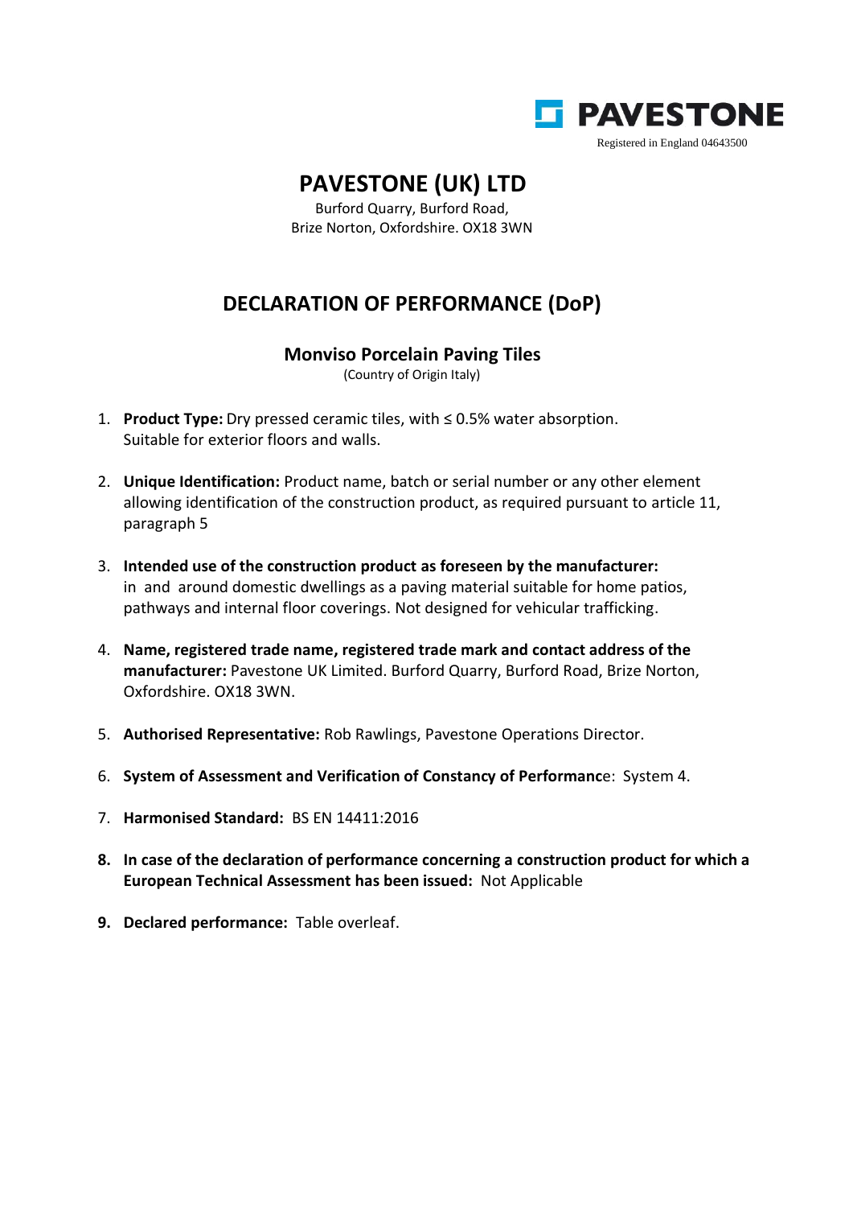PAVESTONE

Registered in England 04643500

# PAVESTONE (UK) LTD

Burford Quarry, Burford Road,
Brize Norton, Oxfordshire. OX18 3WN

## DECLARATION OF PERFORMANCE (DoP)

### Monviso Porcelain Paving Tiles

(Country of Origin Italy)

1. **Product Type:** Dry pressed ceramic tiles, with ≤ 0.5% water absorption. Suitable for exterior floors and walls.

2. **Unique Identification:** Product name, batch or serial number or any other element allowing identification of the construction product, as required pursuant to article 11, paragraph 5

3. **Intended use of the construction product as foreseen by the manufacturer:** in and around domestic dwellings as a paving material suitable for home patios, pathways and internal floor coverings. Not designed for vehicular trafficking.

4. **Name, registered trade name, registered trade mark and contact address of the manufacturer:** Pavestone UK Limited. Burford Quarry, Burford Road, Brize Norton, Oxfordshire. OX18 3WN.

5. **Authorised Representative:** Rob Rawlings, Pavestone Operations Director.

6. **System of Assessment and Verification of Constancy of Performance**: System 4.

7. **Harmonised Standard:** BS EN 14411:2016

8. **In case of the declaration of performance concerning a construction product for which a European Technical Assessment has been issued:** Not Applicable

9. **Declared performance:** Table overleaf.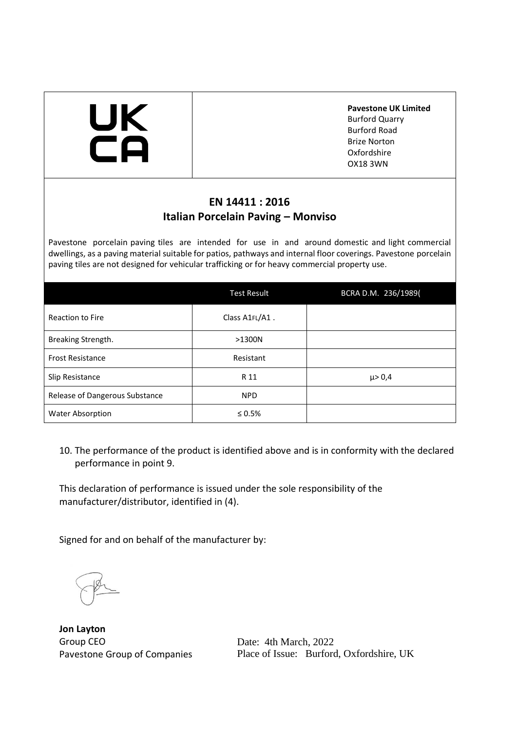UK
CA

**Pavestone UK Limited**
Burford Quarry
Burford Road
Brize Norton
Oxfordshire
OX18 3WN

## EN 14411 : 2016
## Italian Porcelain Paving – Monviso

Pavestone porcelain paving tiles are intended for use in and around domestic and light commercial dwellings, as a paving material suitable for patios, pathways and internal floor coverings. Pavestone porcelain paving tiles are not designed for vehicular trafficking or for heavy commercial property use.

| | Test Result | BCRA D.M. 236/1989( |
|---|---|---|
| Reaction to Fire | Class $A1_{FL}$/A1 . | |
| Breaking Strength. | >1300N | |
| Frost Resistance | Resistant | |
| Slip Resistance | R 11 | μ> 0,4 |
| Release of Dangerous Substance | NPD | |
| Water Absorption | ≤ 0.5% | |

10. The performance of the product is identified above and is in conformity with the declared performance in point 9.

This declaration of performance is issued under the sole responsibility of the manufacturer/distributor, identified in (4).

Signed for and on behalf of the manufacturer by:

**Jon Layton**
Group CEO
Pavestone Group of Companies

Date: 4th March, 2022
Place of Issue: Burford, Oxfordshire, UK